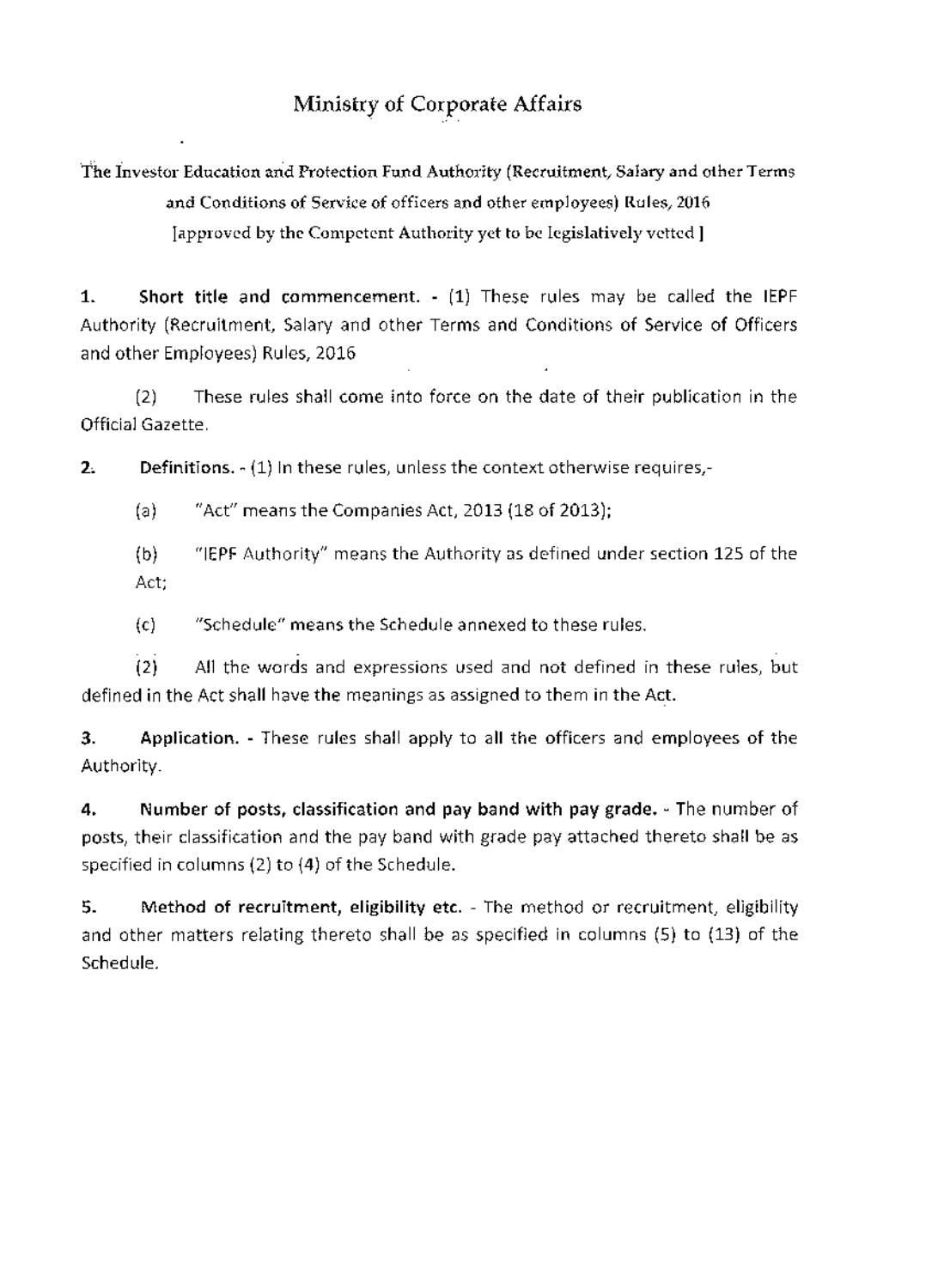# Ministry of Corporate Affairs

**The Investor Education and Protection Fund Authority (Recruitment, Salary and other Terms and Conditions of Service of officers and other employees) Rules, 2016**

[approved by the Competent Authority yet to be legislatively vetted]

**1. Short title and commencement.** - (1) These rules may be called the IEPF Authority (Recruitment, Salary and other Terms and Conditions of Service of Officers and other Employees) Rules, 2016

(2) These rules shall come into force on the date of their publication in the Official Gazette.

**2. Definitions.** - (1) In these rules, unless the context otherwise requires,-

(a) "Act" means the Companies Act, 2013 (18 of 2013);

(b) "IEPF Authority" means the Authority as defined under section 125 of the Act;

(c) "Schedule" means the Schedule annexed to these rules.

(2) All the words and expressions used and not defined in these rules, but defined in the Act shall have the meanings as assigned to them in the Act.

**3. Application.** - These rules shall apply to all the officers and employees of the Authority.

**4. Number of posts, classification and pay band with pay grade.** - The number of posts, their classification and the pay band with grade pay attached thereto shall be as specified in columns (2) to (4) of the Schedule.

**5. Method of recruitment, eligibility etc.** - The method or recruitment, eligibility and other matters relating thereto shall be as specified in columns (5) to (13) of the Schedule.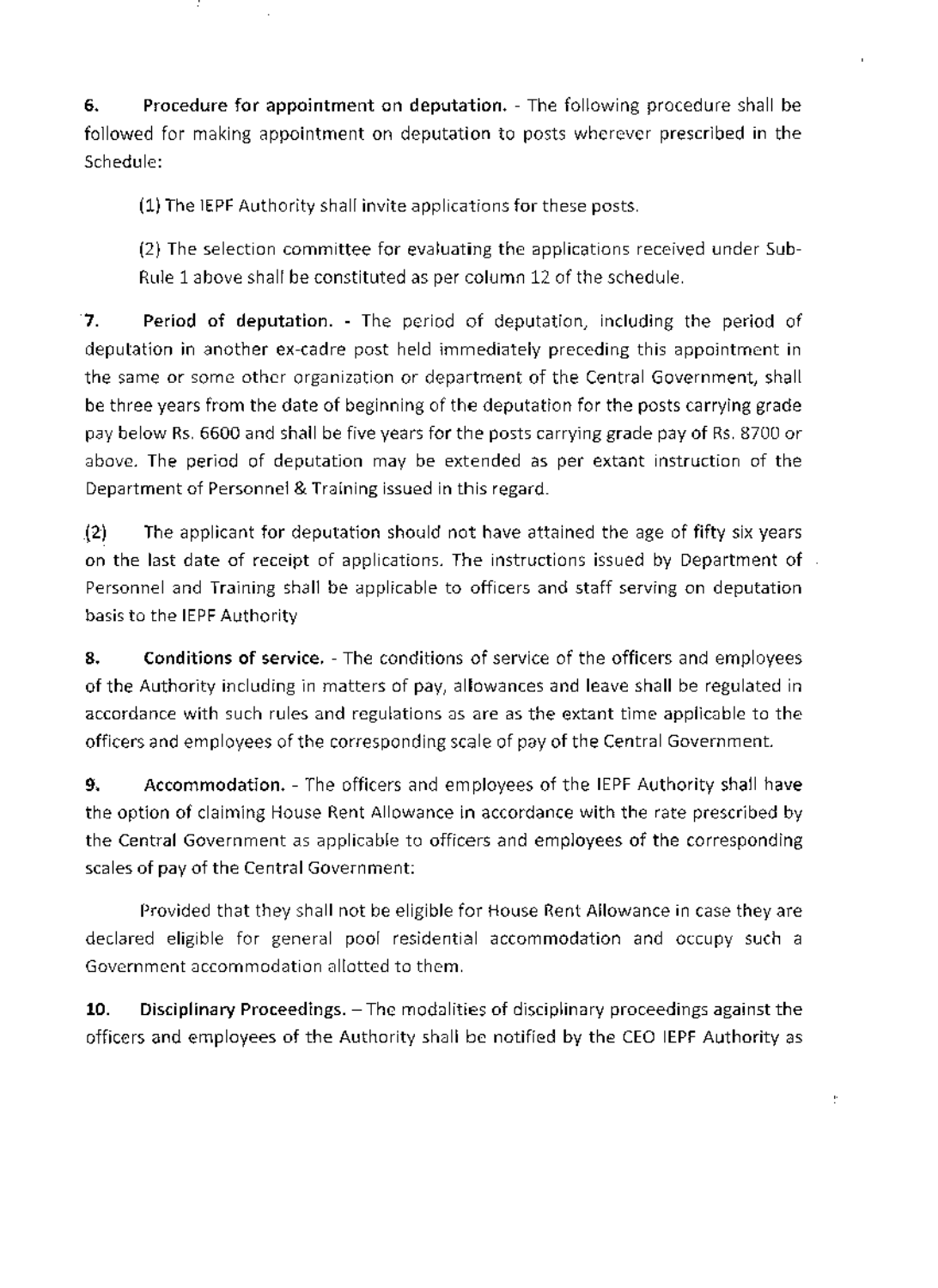**6. Procedure for appointment on deputation.** - The following procedure shall be followed for making appointment on deputation to posts wherever prescribed in the Schedule:

(1) The IEPF Authority shall invite applications for these posts.

(2) The selection committee for evaluating the applications received under Sub-Rule 1 above shall be constituted as per column 12 of the schedule.

**7. Period of deputation.** - The period of deputation, including the period of deputation in another ex-cadre post held immediately preceding this appointment in the same or some other organization or department of the Central Government, shall be three years from the date of beginning of the deputation for the posts carrying grade pay below Rs. 6600 and shall be five years for the posts carrying grade pay of Rs. 8700 or above. The period of deputation may be extended as per extant instruction of the Department of Personnel & Training issued in this regard.

(2) The applicant for deputation should not have attained the age of fifty six years on the last date of receipt of applications. The instructions issued by Department of Personnel and Training shall be applicable to officers and staff serving on deputation basis to the IEPF Authority

**8. Conditions of service.** - The conditions of service of the officers and employees of the Authority including in matters of pay, allowances and leave shall be regulated in accordance with such rules and regulations as are as the extant time applicable to the officers and employees of the corresponding scale of pay of the Central Government.

**9. Accommodation.** - The officers and employees of the IEPF Authority shall have the option of claiming House Rent Allowance in accordance with the rate prescribed by the Central Government as applicable to officers and employees of the corresponding scales of pay of the Central Government:

Provided that they shall not be eligible for House Rent Allowance in case they are declared eligible for general pool residential accommodation and occupy such a Government accommodation allotted to them.

**10. Disciplinary Proceedings.** – The modalities of disciplinary proceedings against the officers and employees of the Authority shall be notified by the CEO IEPF Authority as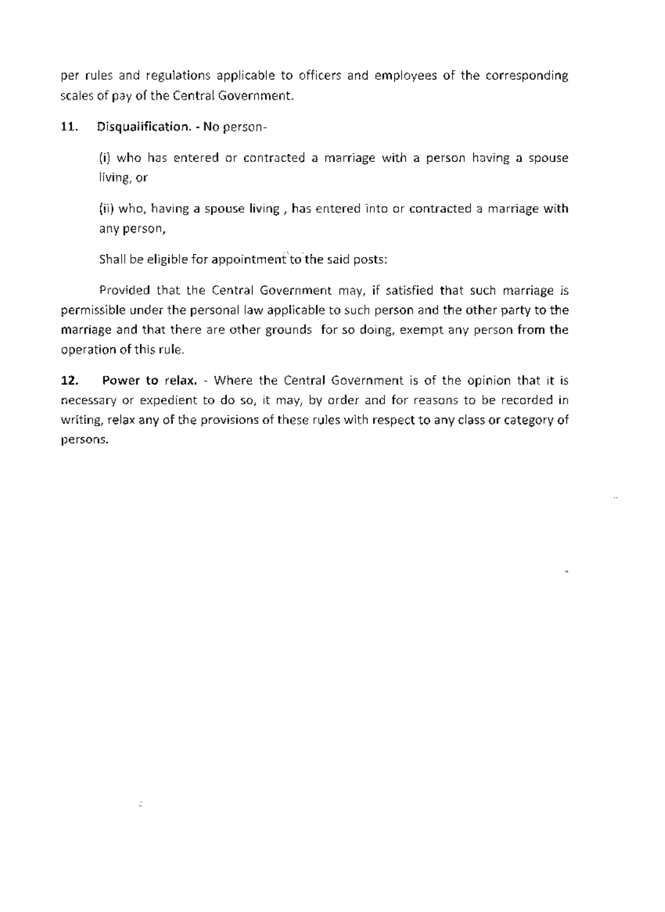per rules and regulations applicable to officers and employees of the corresponding scales of pay of the Central Government.

**11. Disqualification.** - No person-

(i) who has entered or contracted a marriage with a person having a spouse living, or

(ii) who, having a spouse living , has entered into or contracted a marriage with any person,

Shall be eligible for appointment to the said posts:

Provided that the Central Government may, if satisfied that such marriage is permissible under the personal law applicable to such person and the other party to the marriage and that there are other grounds for so doing, exempt any person from the operation of this rule.

**12. Power to relax.** - Where the Central Government is of the opinion that it is necessary or expedient to do so, it may, by order and for reasons to be recorded in writing, relax any of the provisions of these rules with respect to any class or category of persons.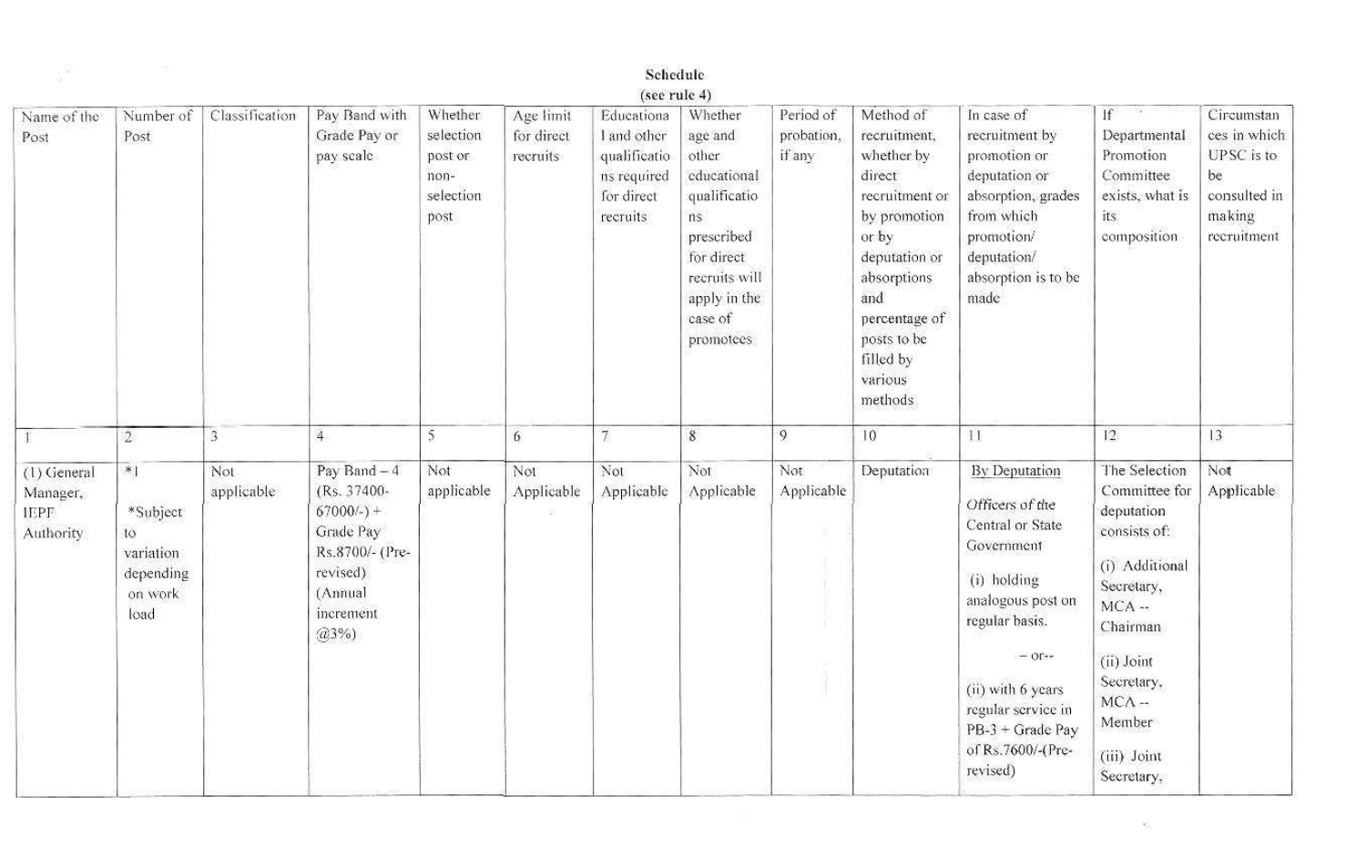**Schedule**
**(see rule 4)**

| Name of the Post | Number of Post | Classification | Pay Band with Grade Pay or pay scale | Whether selection post or non-selection post | Age limit for direct recruits | Educational and other qualifications required for direct recruits | Whether age and other educational qualifications prescribed for direct recruits will apply in the case of promotees | Period of probation, if any | Method of recruitment, whether by direct recruitment or by promotion or by deputation or absorptions and percentage of posts to be filled by various methods | In case of recruitment by promotion or deputation or absorption, grades from which promotion/ deputation/ absorption is to be made | If Departmental Promotion Committee exists, what is its composition | Circumstances in which UPSC is to be consulted in making recruitment |
|---|---|---|---|---|---|---|---|---|---|---|---|---|
| 1 | 2 | 3 | 4 | 5 | 6 | 7 | 8 | 9 | 10 | 11 | 12 | 13 |
| (1) General Manager, IEPF Authority | *1<br><br>*Subject to variation depending on work load | Not applicable | Pay Band – 4 (Rs. 37400-67000/-) + Grade Pay Rs.8700/- (Pre-revised) (Annual increment @3%) | Not applicable | Not Applicable | Not Applicable | Not Applicable | Not Applicable | Deputation | <u>By Deputation</u><br><br>*Officers of the Central or State Government*<br><br>(i) holding analogous post on regular basis.<br><br>– or–<br><br>(ii) with 6 years regular service in PB-3 + Grade Pay of Rs.7600/-(Pre-revised) | The Selection Committee for deputation consists of:<br><br>(i) Additional Secretary, MCA -- Chairman<br><br>(ii) Joint Secretary, MCA -- Member<br><br>(iii) Joint Secretary, | Not Applicable |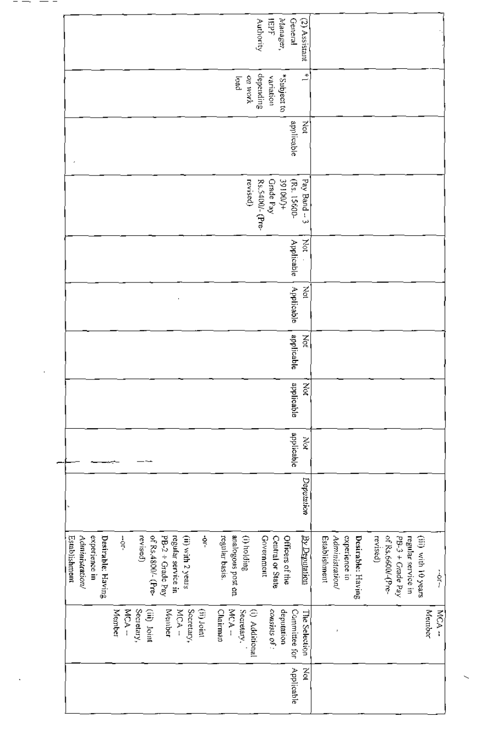| | | | | | | | | | | | | |
|---|---|---|---|---|---|---|---|---|---|---|---|---|
| | | | | | | | | | | --or-- (iii) with 10 years regular service in PB-3 + *Grade Pay* of Rs.6600/-(Pre-revised) **Desirable:** Having experience in *Administration/* Establishment | MCA -- Member | Not Applicable |
| (2) Assistant *General Manager,* IEPF Authority | *1 *Subject to variation depending on work load | Not applicable | Pay Band – 3 (Rs. 15600-39100/)+ Grade Pay Rs.5400/- (Pre-revised) | Not Applicable | Not Applicable | Not applicable | Not applicable | *Not* applicable | *Deputation* | By Deputation Officers of the Central or State Government (i) holding analogous post on regular basis. -or- (ii) with 2 years regular service in PB-2 + Grade Pay of Rs.4800/- (Pre-revised) --or- **Desirable:** Having experience in *Administration/* Establishment | The Selection Committee for deputation *consists of* : (i) Additional Secretary, MCA -- Chairman (ii) Joint Secretary, MCA -- Member (iii) Joint Secretary, MCA -- Member | |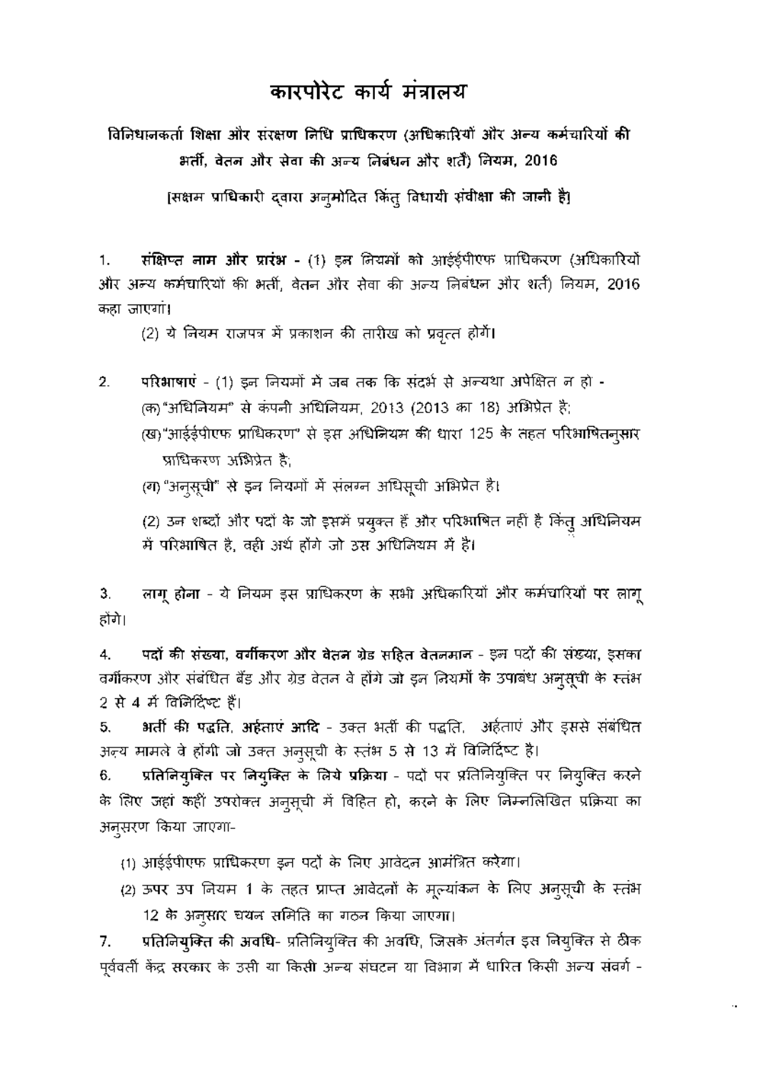# कारपोरेट कार्य मंत्रालय

**विनिधानकर्ता शिक्षा और संरक्षण निधि प्राधिकरण (अधिकारियों और अन्य कर्मचारियों की भर्ती, वेतन और सेवा की अन्य निबंधन और शर्तें) नियम, 2016**

**[सक्षम प्राधिकारी द्वारा अनुमोदित किंतु विधायी संवीक्षा की जानी है]**

1. **संक्षिप्त नाम और प्रारंभ -** (1) इन नियमों को आईईपीएफ प्राधिकरण (अधिकारियों और अन्य कर्मचारियों की भर्ती, वेतन और सेवा की अन्य निबंधन और शर्तें) नियम, 2016 कहा जाएगा।

   (2) ये नियम राजपत्र में प्रकाशन की तारीख को प्रवृत्त होंगे।

2. **परिभाषाएं** - (1) इन नियमों में जब तक कि संदर्भ से अन्यथा अपेक्षित न हो -

   (क) "अधिनियम" से कंपनी अधिनियम, 2013 (2013 का 18) अभिप्रेत है;

   (ख) "आईईपीएफ प्राधिकरण" से इस अधिनियम की धारा 125 के तहत परिभाषितनुसार प्राधिकरण अभिप्रेत है;

   (ग) "अनुसूची" से इन नियमों में संलग्न अधिसूची अभिप्रेत है।

   (2) उन शब्दों और पदों के जो इसमें प्रयुक्त हैं और परिभाषित नहीं है किंतु अधिनियम में परिभाषित है, वही अर्थ होंगे जो उस अधिनियम में हैं।

3. **लागू होना** - ये नियम इस प्राधिकरण के सभी अधिकारियों और कर्मचारियों पर लागू होंगे।

4. **पदों की संख्या, वर्गीकरण और वेतन ग्रेड सहित वेतनमान** - इन पदों की संख्या, इसका वर्गीकरण और संबंधित बैंड और ग्रेड वेतन वे होंगे जो इन नियमों के उपाबंध अनुसूची के स्तंभ 2 से 4 में विनिर्दिष्ट हैं।

5. **भर्ती की पद्धति, अर्हताएं आदि** - उक्त भर्ती की पद्धति, अर्हताएं और इससे संबंधित अन्य मामले वे होंगी जो उक्त अनुसूची के स्तंभ 5 से 13 में विनिर्दिष्ट है।

6. **प्रतिनियुक्ति पर नियुक्ति के लिये प्रक्रिया** - पदों पर प्रतिनियुक्ति पर नियुक्ति करने के लिए जहां कहीं उपरोक्त अनुसूची में विहित हो, करने के लिए निम्नलिखित प्रक्रिया का अनुसरण किया जाएगा-

   (1) आईईपीएफ प्राधिकरण इन पदों के लिए आवेदन आमंत्रित करेगा।

   (2) ऊपर उप नियम 1 के तहत प्राप्त आवेदनों के मूल्यांकन के लिए अनुसूची के स्तंभ 12 के अनुसार चयन समिति का गठन किया जाएगा।

7. **प्रतिनियुक्ति की अवधि**- प्रतिनियुक्ति की अवधि, जिसके अंतर्गत इस नियुक्ति से ठीक पूर्ववर्ती केंद्र सरकार के उसी या किसी अन्य संगठन या विभाग में धारित किसी अन्य संवर्ग -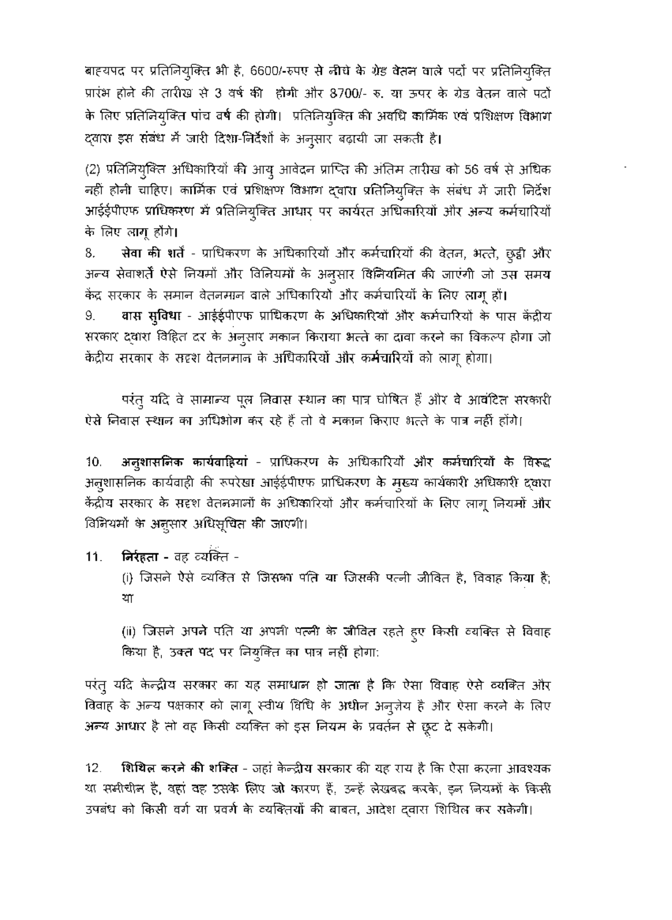बाह्यपद पर प्रतिनियुक्ति भी है, 6600/-रुपए से नीचे के ग्रेड वेतन वाले पदों पर प्रतिनियुक्ति प्रारंभ होने की तारीख से 3 वर्ष की होगी और 8700/- रु. या ऊपर के ग्रेड वेतन वाले पदों के लिए प्रतिनियुक्ति पांच वर्ष की होगी। प्रतिनियुक्ति की अवधि कार्मिक एवं प्रशिक्षण विभाग द्वारा इस संबंध में जारी दिशा-निर्देशों के अनुसार बढ़ायी जा सकती है।

(2) प्रतिनियुक्ति अधिकारियों की आयु आवेदन प्राप्ति की अंतिम तारीख को 56 वर्ष से अधिक नहीं होनी चाहिए। कार्मिक एवं प्रशिक्षण विभाग द्वारा प्रतिनियुक्ति के संबंध में जारी निर्देश आईईपीएफ प्राधिकरण में प्रतिनियुक्ति आधार पर कार्यरत अधिकारियों और अन्य कर्मचारियों के लिए लागू होंगे।

8. **सेवा की शर्तें** - प्राधिकरण के अधिकारियों और कर्मचारियों की वेतन, भत्ते, छुट्टी और अन्य सेवाशर्तें ऐसे नियमों और विनियमों के अनुसार विनियमित की जाएंगी जो उस समय केंद्र सरकार के समान वेतनमान वाले अधिकारियों और कर्मचारियों के लिए लागू हों।

9. **वास सुविधा** - आईईपीएफ प्राधिकरण के अधिकारियों और कर्मचारियों के पास केंद्रीय सरकार द्वारा विहित दर के अनुसार मकान किराया भत्ते का दावा करने का विकल्प होगा जो केंद्रीय सरकार के सदृश वेतनमान के अधिकारियों और कर्मचारियों को लागू होगा।

परंतु यदि वे सामान्य पूल निवास स्थान का पात्र घोषित हैं और वे आवंटित सरकारी ऐसे निवास स्थान का अधिभोग कर रहे हैं तो वे मकान किराए भत्ते के पात्र नहीं होंगे।

10. **अनुशासनिक कार्यवाहियां** - प्राधिकरण के अधिकारियों और कर्मचारियों के विरूद्ध अनुशासनिक कार्यवाही की रूपरेखा आईईपीएफ प्राधिकरण के मुख्य कार्यकारी अधिकारी द्वारा केंद्रीय सरकार के सदृश वेतनमानों के अधिकारियों और कर्मचारियों के लिए लागू नियमों और विनियमों के अनुसार अधिसूचित की जाएगी।

11. **निरंहता** - वह व्यक्ति -

(i) जिसने ऐसे व्यक्ति से जिसका पति या जिसकी पत्नी जीवित है, विवाह किया है; या

(ii) जिसने अपने पति या अपनी पत्नी के जीवित रहते हुए किसी व्यक्ति से विवाह किया है, उक्त पद पर नियुक्ति का पात्र नहीं होगा:

परंतु यदि केन्द्रीय सरकार का यह समाधान हो जाता है कि ऐसा विवाह ऐसे व्यक्ति और विवाह के अन्य पक्षकार को लागू स्वीय विधि के अधीन अनुज्ञेय है और ऐसा करने के लिए अन्य आधार है तो वह किसी व्यक्ति को इस नियम के प्रवर्तन से छूट दे सकेगी।

12. **शिथिल करने की शक्ति** - जहां केन्द्रीय सरकार की यह राय है कि ऐसा करना आवश्यक या समीचीन है, वहां वह उसके लिए जो कारण हैं, उन्हें लेखबद्ध करके, इन नियमों के किसी उपबंध को किसी वर्ग या प्रवर्ग के व्यक्तियों की बाबत, आदेश द्वारा शिथिल कर सकेगी।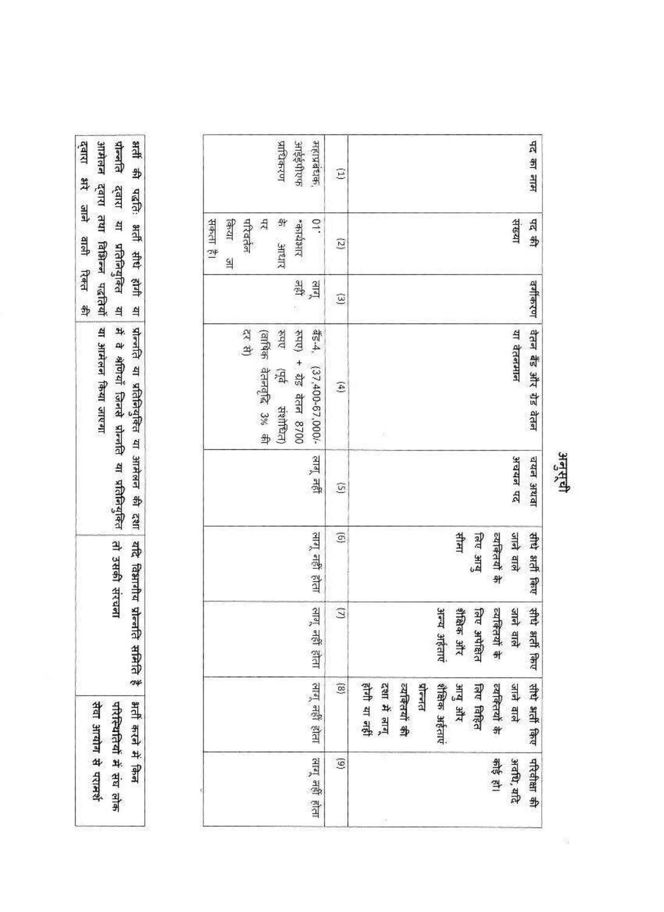# अनुसूची

| पद का नाम | पद की संख्या | वर्गीकरण | वेतन बैंड और ग्रेड वेतन या वेतनमान | चयन अथवा अचयन पद | सीधे भर्ती किए जाने वाले व्यक्तियों के लिए आयु सीमा | सीधे भर्ती किए जाने वाले व्यक्तियों के लिए अपेक्षित शैक्षिक और अन्य अर्हताएं | सीधे भर्ती किए जाने वाले व्यक्तियों के लिए विहित आयु और शैक्षिक अर्हताएं प्रोन्नत व्यक्तियों की दशा में लागू होंगी या नहीं | परिवीक्षा की अवधि, यदि कोई हो। |
|---|---|---|---|---|---|---|---|---|
| (1) | (2) | (3) | (4) | (5) | (6) | (7) | (8) | (9) |
| महाप्रबंधक, आईईपीएफ प्राधिकरण | 01* *कार्यभार के आधार पर परिवर्तन किया जा सकता है। | लागू नहीं | बैंड-4, (37,400-67,000/- रुपए) + ग्रेड वेतन 8700 रुपए (पूर्व संशोधित) (वार्षिक वेतनवृद्धि 3% की दर से) | लागू नहीं | लागू नहीं होता | लागू नहीं होता | लागू नहीं होता | लागू नहीं होता |

| भर्ती की पद्धति: भर्ती सीधे होगी या प्रोन्नति द्वारा या प्रतिनियुक्ति या आमेलन द्वारा तथा विभिन्न पद्धतियों द्वारा भरे जाने वाली रिक्त की | प्रोन्नति या प्रतिनियुक्ति या आमेलन की दशा में वे श्रेणियाँ जिनसे प्रोन्नति या प्रतिनियुक्ति या आमेलन किया जाएगा | यदि विभागीय प्रोन्नति समिति है तो उसकी संरचना | भर्ती करने में किन परिस्थितियों में संघ लोक सेवा आयोग से परामर्श |
|---|---|---|---|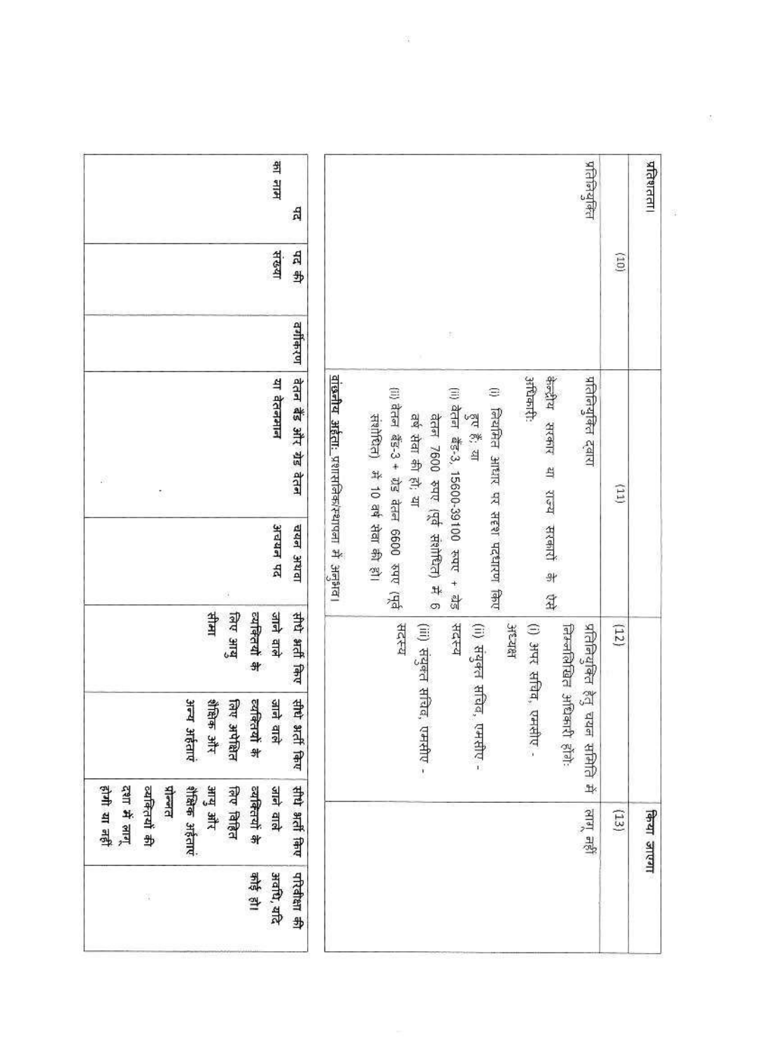| प्रतिशतता। | | | किया जाएगा |
|---|---|---|---|
| प्रतिनियुक्ति | प्रतिनियुक्ति द्वारा<br><br>केन्द्रीय सरकार या राज्य सरकारों के ऐसे अधिकारी:<br><br>(i) नियमित आधार पर सदृश पदधारण किए हुए हैं; या<br><br>(ii) वेतन बैंड-3, 15600-39100 रुपए + ग्रेड वेतन 7600 रुपए (पूर्व संशोधित) में 6 वर्ष सेवा की हो; या<br><br>(iii) वेतन बैंड-3 + ग्रेड वेतन 6600 रुपए (पूर्व संशोधित) में 10 वर्ष सेवा की हो।<br><br>वांछनीय अर्हता: प्रशासनिक/स्थापना में अनुभव। | प्रतिनियुक्ति हेतु चयन समिति में निम्नलिखित अधिकारी होंगे:<br><br>(i) अपर सचिव, एमसीए - अध्यक्ष<br><br>(ii) संयुक्त सचिव, एमसीए - सदस्य<br><br>(iii) संयुक्त सचिव, एमसीए - सदस्य | लागू नहीं |
| (10) | (11) | (12) | (13) |

| पद का नाम | पद की संख्या | वर्गीकरण | वेतन बैंड और ग्रेड वेतन या वेतनमान | चयन अथवा अचयन पद | सीधे भर्ती किए जाने वाले व्यक्तियों के लिए आयु सीमा | सीधे भर्ती किए जाने वाले व्यक्तियों के लिए अपेक्षित शैक्षिक और अन्य अर्हताएं | सीधे भर्ती किए जाने वाले व्यक्तियों के लिए विहित आयु और शैक्षिक अर्हताएं प्रोन्नत व्यक्तियों की दशा में लागू होंगी या नहीं | परिवीक्षा की अवधि, यदि कोई हो। |
|---|---|---|---|---|---|---|---|---|
| | | | | | | | | |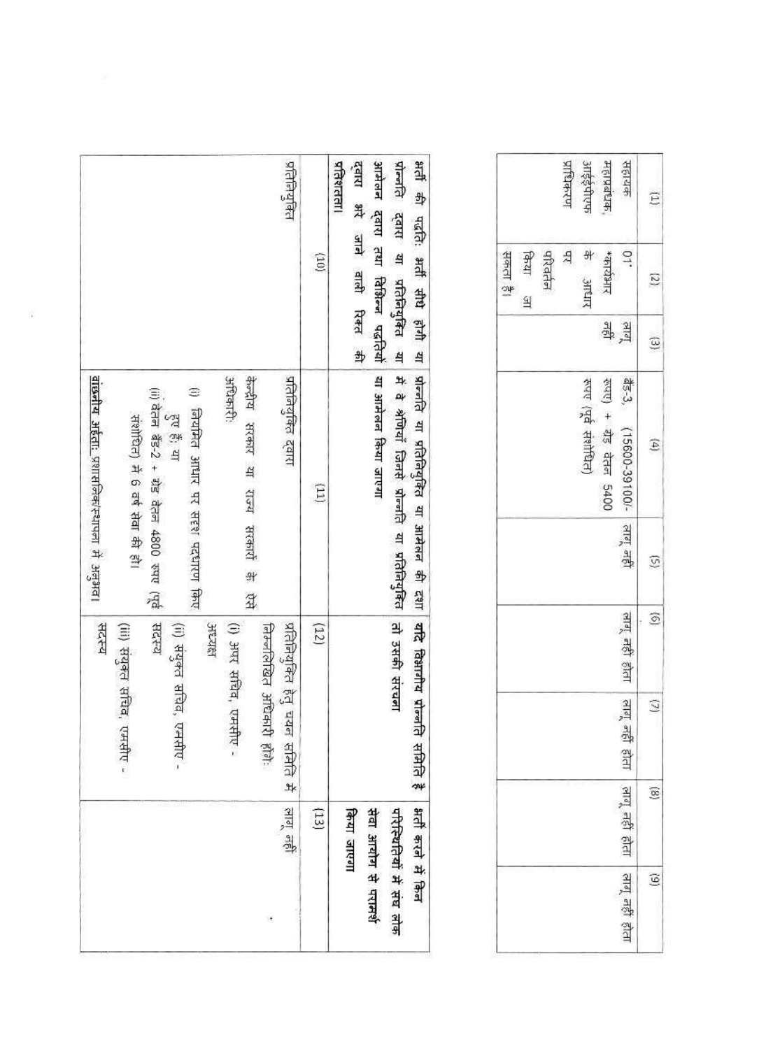| (1) | (2) | (3) | (4) | (5) | (6) | (7) | (8) | (9) |
|---|---|---|---|---|---|---|---|---|
| सहायक महाप्रबंधक, आईईपीएफ प्राधिकरण | 01* *कार्यभार के आधार पर परिवर्तन किया जा सकता है। | लागू नहीं | बैंड-3, (15600-39100/- रूपए) + ग्रेड वेतन 5400 रूपए (पूर्व संशोधित) | लागू नहीं | लागू नहीं होता | लागू नहीं होता | लागू नहीं होता | लागू नहीं होता |

| भर्ती की पद्धति: भर्ती सीधे होगी या प्रोन्नति द्वारा या प्रतिनियुक्ति या आमेलन द्वारा तथा विभिन्न पद्धतियों द्वारा भरे जाने वाली रिक्त की प्रतिशतता। | प्रोन्नति या प्रतिनियुक्ति या आमेलन की दशा में वे श्रेणियाँ जिनसे प्रोन्नति या प्रतिनियुक्ति या आमेलन किया जाएगा | यदि विभागीय प्रोन्नति समिति है तो उसकी संरचना | भर्ती करने में किन परिस्थितियों में संघ लोक सेवा आयोग से परामर्श किया जाएगा |
|---|---|---|---|
| (10) | (11) | (12) | (13) |
| प्रतिनियुक्ति | प्रतिनियुक्ति द्वारा<br>केन्द्रीय सरकार या राज्य सरकारों के ऐसे अधिकारी:<br>(i) नियमित आधार पर सदृश पदधारण किए हुए हैं; या<br>(ii) वेतन बैंड-2 + ग्रेड वेतन 4800 रूपए (पूर्व संशोधित) में 6 वर्ष सेवा की हो।<br>वांछनीय अर्हता: प्रशासनिक/स्थापना में अनुभव। | प्रतिनियुक्ति हेतु चयन समिति में निम्नलिखित अधिकारी होंगे:<br>(i) अपर सचिव, एमसीए - अध्यक्ष<br>(ii) संयुक्त सचिव, एमसीए - सदस्य<br>(iii) संयुक्त सचिव, एमसीए - सदस्य | लागू नहीं |